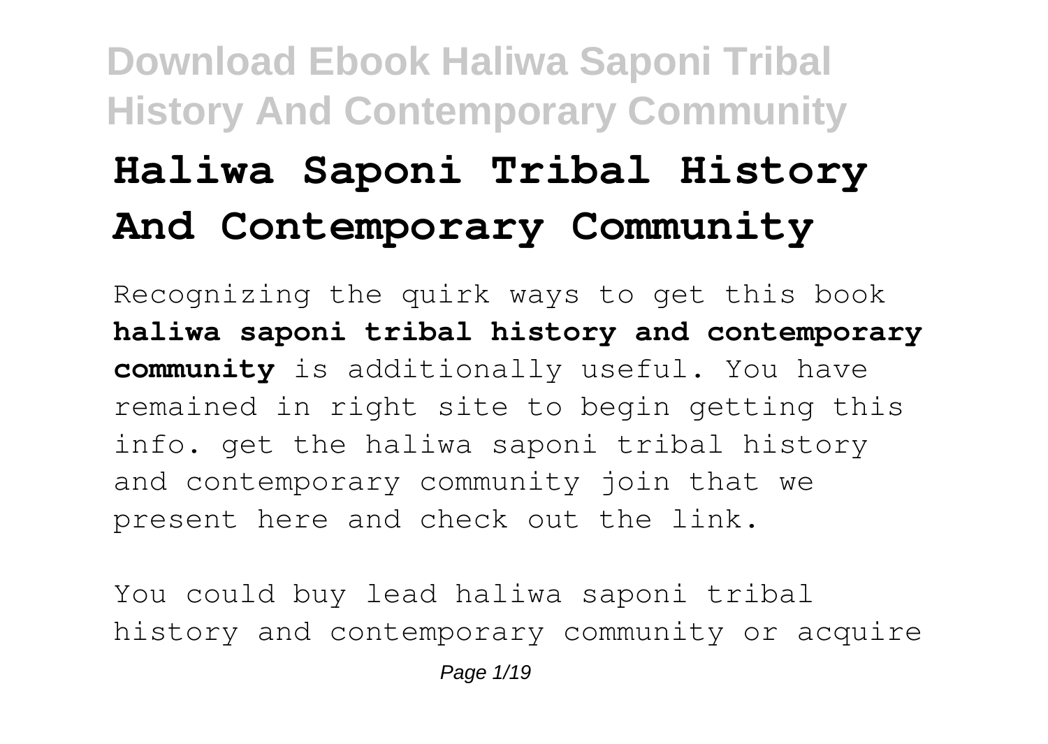# Haliwa Saponi Tribal History And Contemporary Community

Recognizing the quirk ways to get this book **haliwa saponi tribal history and contemporary community** is additionally useful. You have remained in right site to begin getting this info. get the haliwa saponi tribal history and contemporary community join that we present here and check out the link.

You could buy lead haliwa saponi tribal history and contemporary community or acquire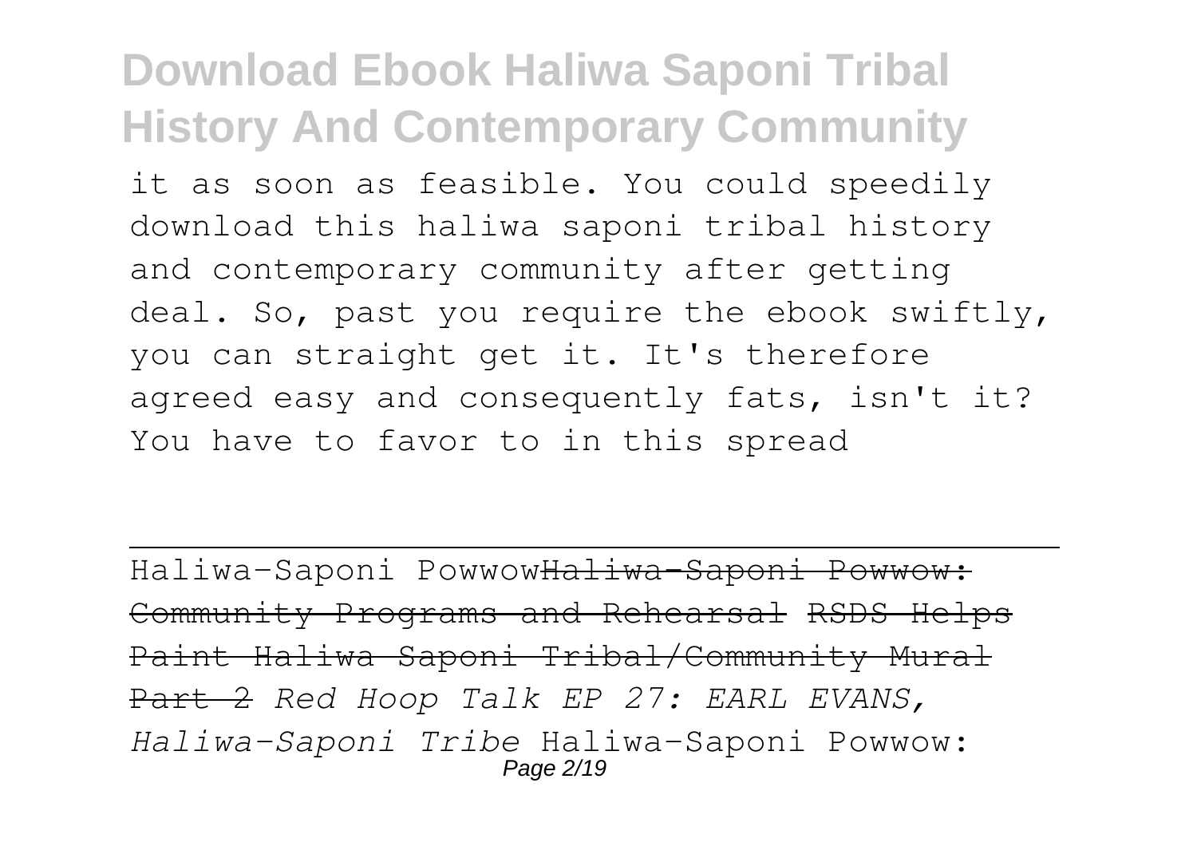it as soon as feasible. You could speedily download this haliwa saponi tribal history and contemporary community after getting deal. So, past you require the ebook swiftly, you can straight get it. It's therefore agreed easy and consequently fats, isn't it? You have to favor to in this spread

---

Haliwa-Saponi Powwow~~Haliwa-Saponi Powwow: Community Programs and Rehearsal~~ ~~RSDS Helps Paint Haliwa Saponi Tribal/Community Mural Part 2~~ *Red Hoop Talk EP 27: EARL EVANS, Haliwa-Saponi Tribe* Haliwa-Saponi Powwow: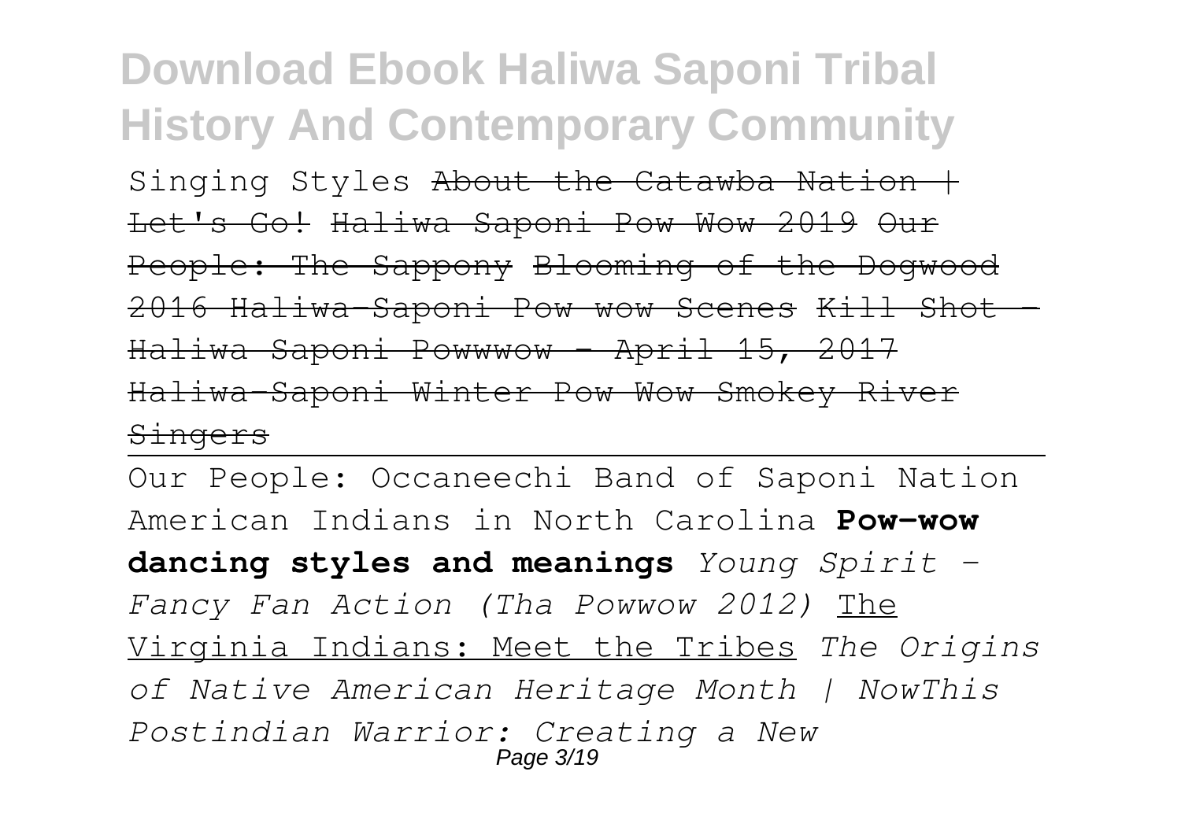Singing Styles ~~About the Catawba Nation | Let's Go! Haliwa Saponi Pow Wow 2019 Our People: The Sappony Blooming of the Dogwood 2016 Haliwa-Saponi Pow wow Scenes Kill Shot - Haliwa Saponi Powwwow - April 15, 2017 Haliwa-Saponi Winter Pow Wow Smokey River Singers~~

Our People: Occaneechi Band of Saponi Nation American Indians in North Carolina **Pow-wow dancing styles and meanings** *Young Spirit - Fancy Fan Action (Tha Powwow 2012)* The Virginia Indians: Meet the Tribes *The Origins of Native American Heritage Month | NowThis Postindian Warrior: Creating a New*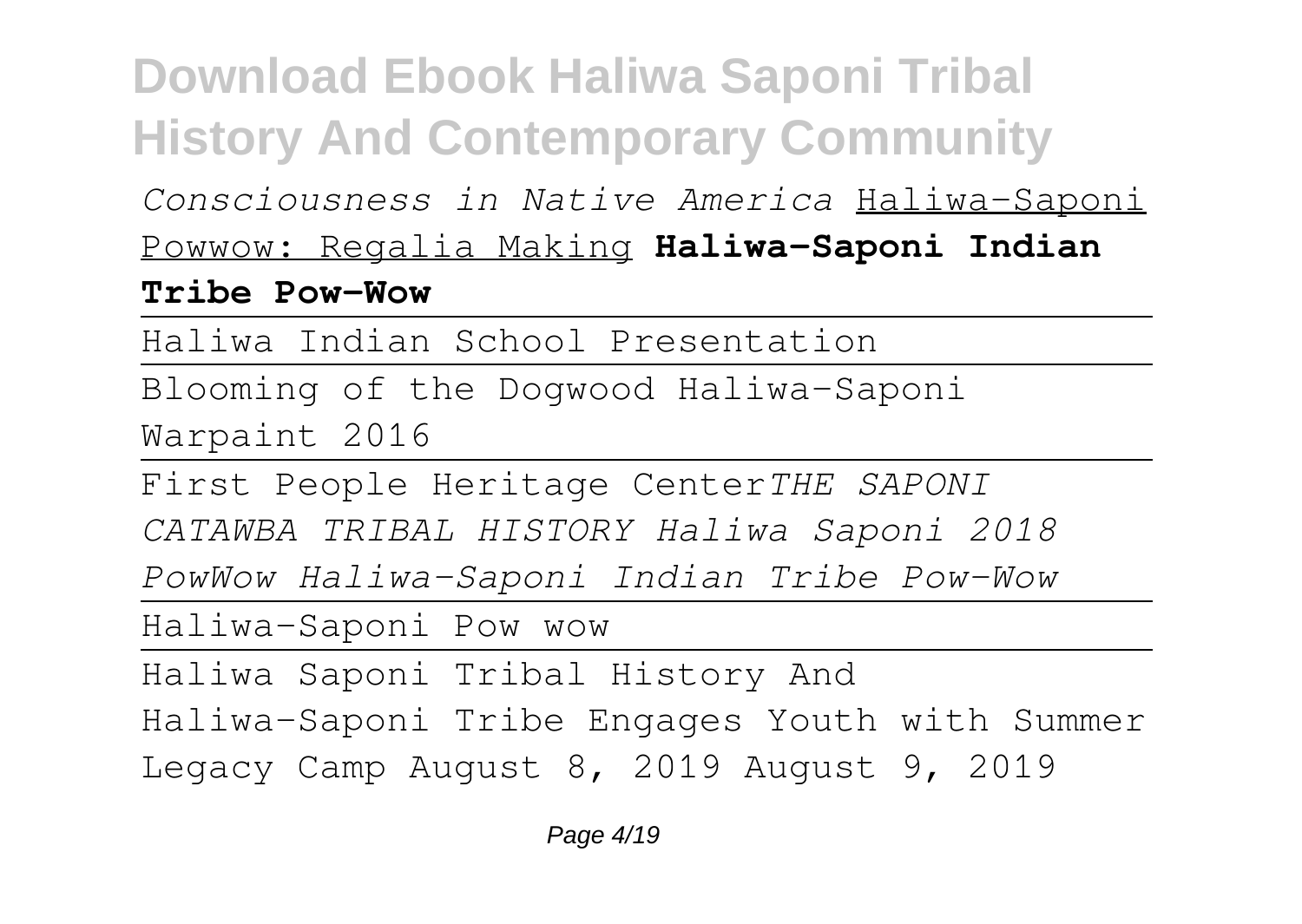*Consciousness in Native America* Haliwa-Saponi Powwow: Regalia Making **Haliwa-Saponi Indian Tribe Pow-Wow**

---

Haliwa Indian School Presentation

---

Blooming of the Dogwood Haliwa-Saponi Warpaint 2016

---

First People Heritage Center*THE SAPONI CATAWBA TRIBAL HISTORY Haliwa Saponi 2018 PowWow Haliwa-Saponi Indian Tribe Pow-Wow*

---

Haliwa-Saponi Pow wow

---

Haliwa Saponi Tribal History And

Haliwa-Saponi Tribe Engages Youth with Summer Legacy Camp August 8, 2019 August 9, 2019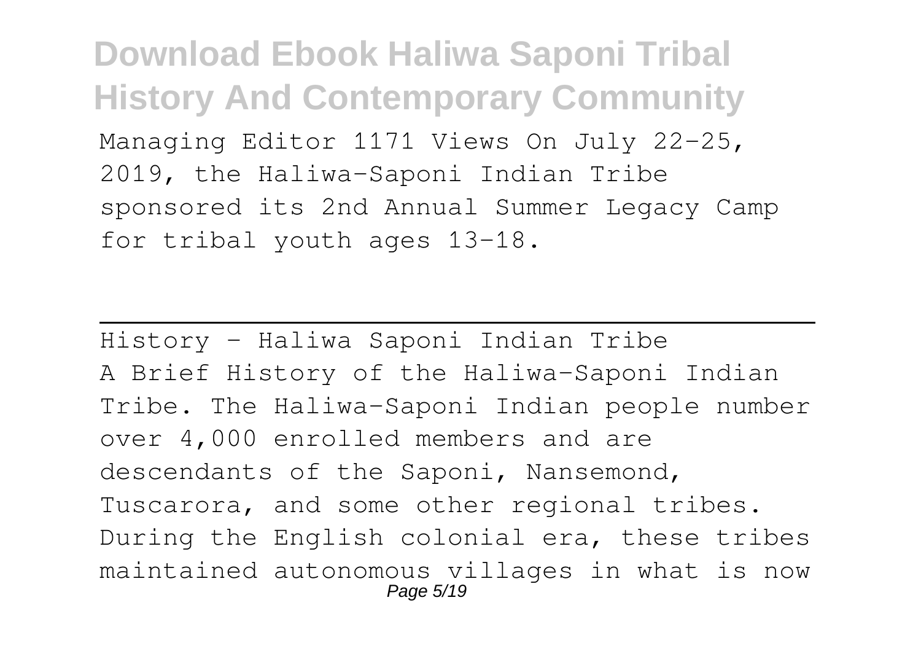Managing Editor 1171 Views On July 22-25, 2019, the Haliwa-Saponi Indian Tribe sponsored its 2nd Annual Summer Legacy Camp for tribal youth ages 13-18.

---

History - Haliwa Saponi Indian Tribe

A Brief History of the Haliwa-Saponi Indian Tribe. The Haliwa-Saponi Indian people number over 4,000 enrolled members and are descendants of the Saponi, Nansemond, Tuscarora, and some other regional tribes. During the English colonial era, these tribes maintained autonomous villages in what is now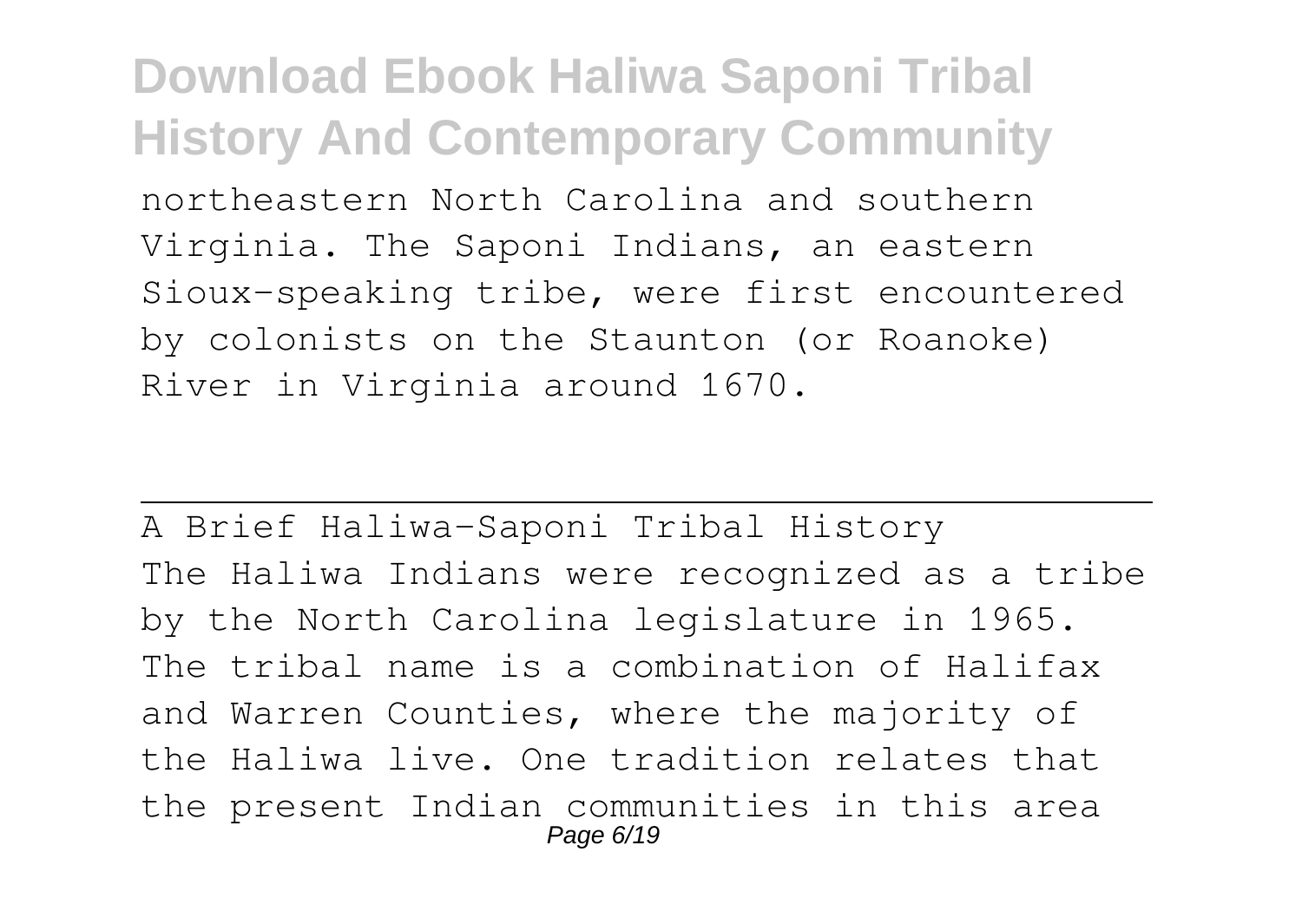northeastern North Carolina and southern Virginia. The Saponi Indians, an eastern Sioux-speaking tribe, were first encountered by colonists on the Staunton (or Roanoke) River in Virginia around 1670.

## A Brief Haliwa-Saponi Tribal History

The Haliwa Indians were recognized as a tribe by the North Carolina legislature in 1965. The tribal name is a combination of Halifax and Warren Counties, where the majority of the Haliwa live. One tradition relates that the present Indian communities in this area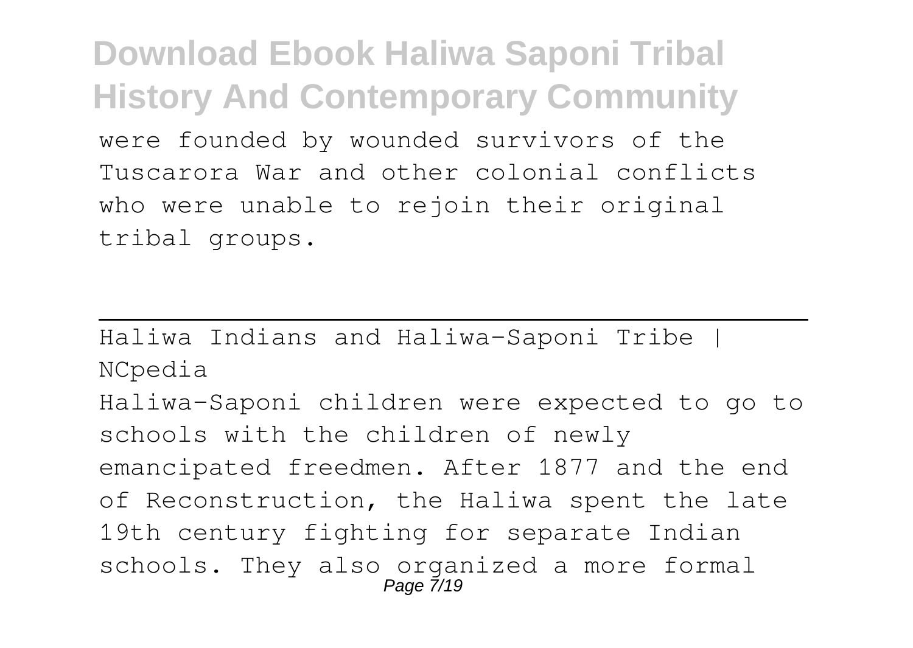were founded by wounded survivors of the Tuscarora War and other colonial conflicts who were unable to rejoin their original tribal groups.

---

Haliwa Indians and Haliwa-Saponi Tribe | NCpedia

Haliwa-Saponi children were expected to go to schools with the children of newly emancipated freedmen. After 1877 and the end of Reconstruction, the Haliwa spent the late 19th century fighting for separate Indian schools. They also organized a more formal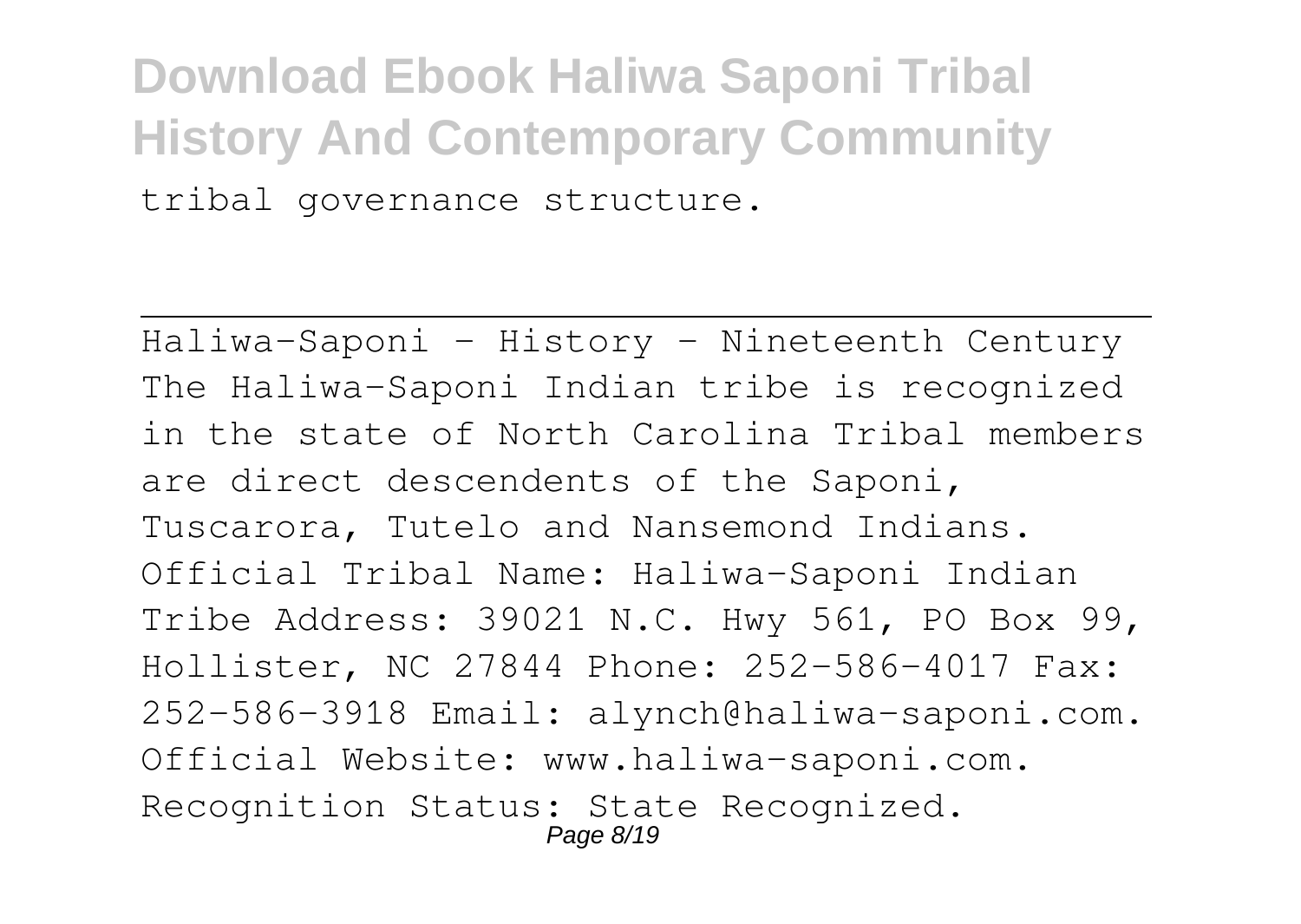tribal governance structure.

---

Haliwa-Saponi - History - Nineteenth Century
The Haliwa-Saponi Indian tribe is recognized in the state of North Carolina Tribal members are direct descendents of the Saponi, Tuscarora, Tutelo and Nansemond Indians. Official Tribal Name: Haliwa-Saponi Indian Tribe Address: 39021 N.C. Hwy 561, PO Box 99, Hollister, NC 27844 Phone: 252-586-4017 Fax: 252-586-3918 Email: alynch@haliwa-saponi.com. Official Website: www.haliwa-saponi.com. Recognition Status: State Recognized.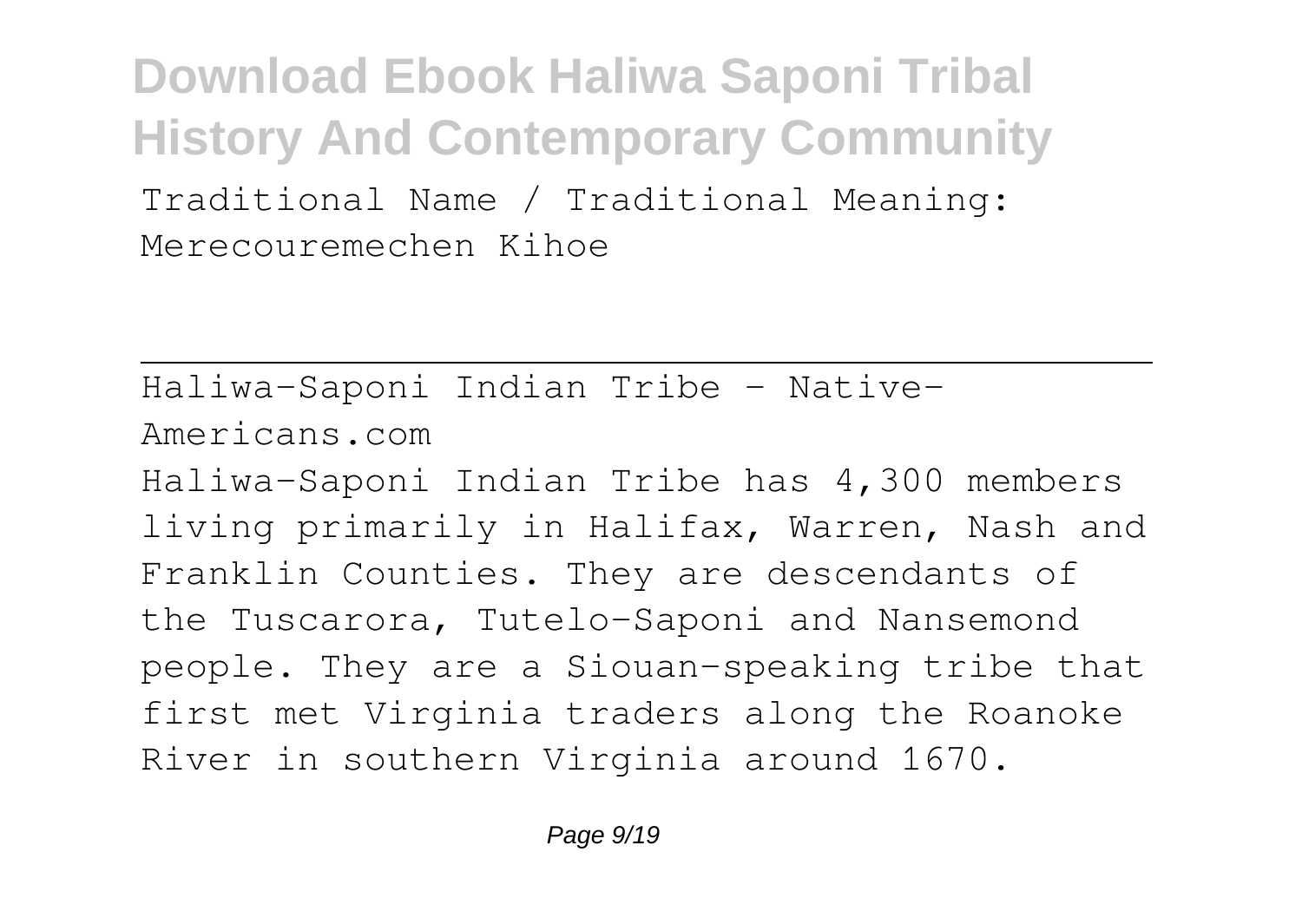Traditional Name / Traditional Meaning: Merecouremechen Kihoe

---

Haliwa-Saponi Indian Tribe - Native-Americans.com

Haliwa-Saponi Indian Tribe has 4,300 members living primarily in Halifax, Warren, Nash and Franklin Counties. They are descendants of the Tuscarora, Tutelo-Saponi and Nansemond people. They are a Siouan-speaking tribe that first met Virginia traders along the Roanoke River in southern Virginia around 1670.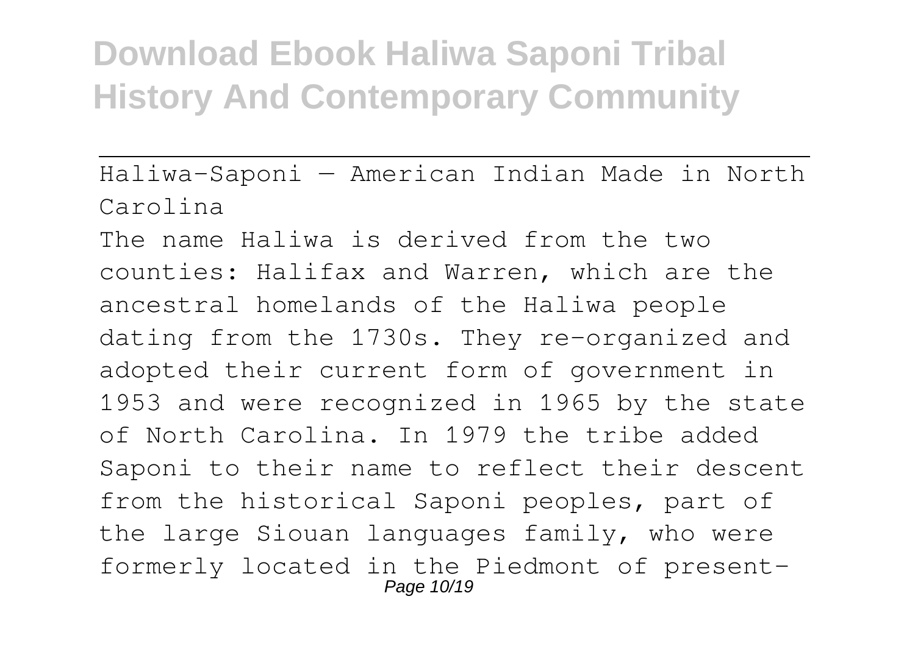Haliwa-Saponi — American Indian Made in North Carolina

The name Haliwa is derived from the two counties: Halifax and Warren, which are the ancestral homelands of the Haliwa people dating from the 1730s. They re-organized and adopted their current form of government in 1953 and were recognized in 1965 by the state of North Carolina. In 1979 the tribe added Saponi to their name to reflect their descent from the historical Saponi peoples, part of the large Siouan languages family, who were formerly located in the Piedmont of present-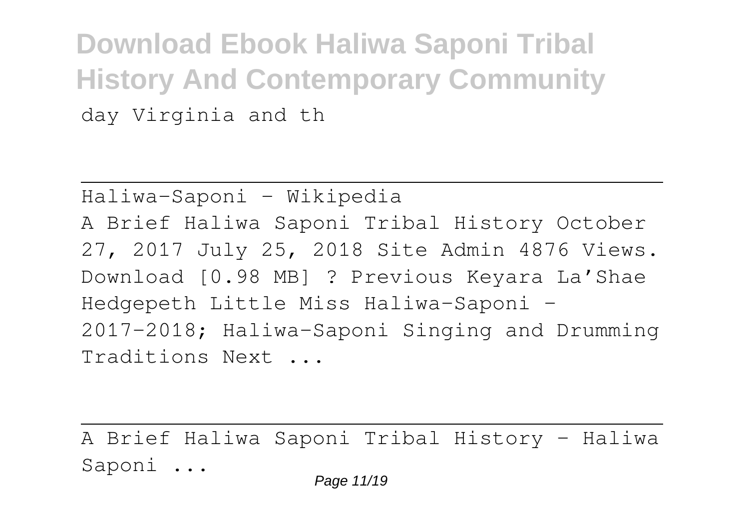day Virginia and th

---

Haliwa-Saponi - Wikipedia

A Brief Haliwa Saponi Tribal History October 27, 2017 July 25, 2018 Site Admin 4876 Views. Download [0.98 MB] ? Previous Keyara La'Shae Hedgepeth Little Miss Haliwa-Saponi - 2017-2018; Haliwa-Saponi Singing and Drumming Traditions Next ...

---

A Brief Haliwa Saponi Tribal History - Haliwa Saponi ...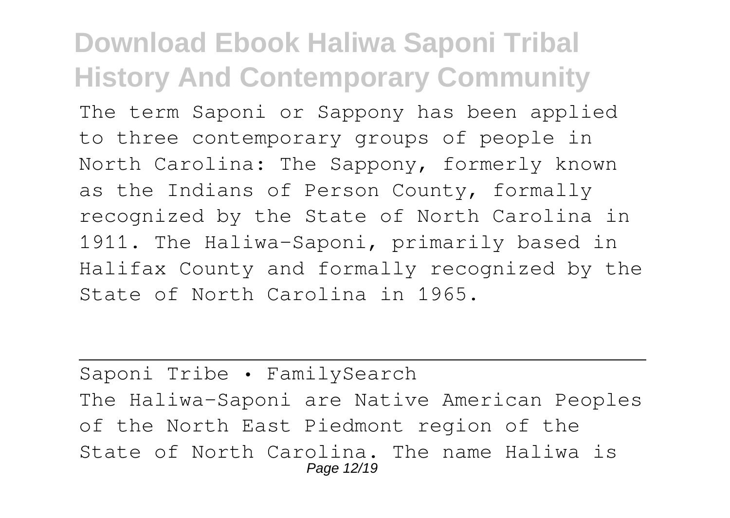The term Saponi or Sappony has been applied to three contemporary groups of people in North Carolina: The Sappony, formerly known as the Indians of Person County, formally recognized by the State of North Carolina in 1911. The Haliwa-Saponi, primarily based in Halifax County and formally recognized by the State of North Carolina in 1965.

## Saponi Tribe • FamilySearch

The Haliwa-Saponi are Native American Peoples of the North East Piedmont region of the State of North Carolina. The name Haliwa is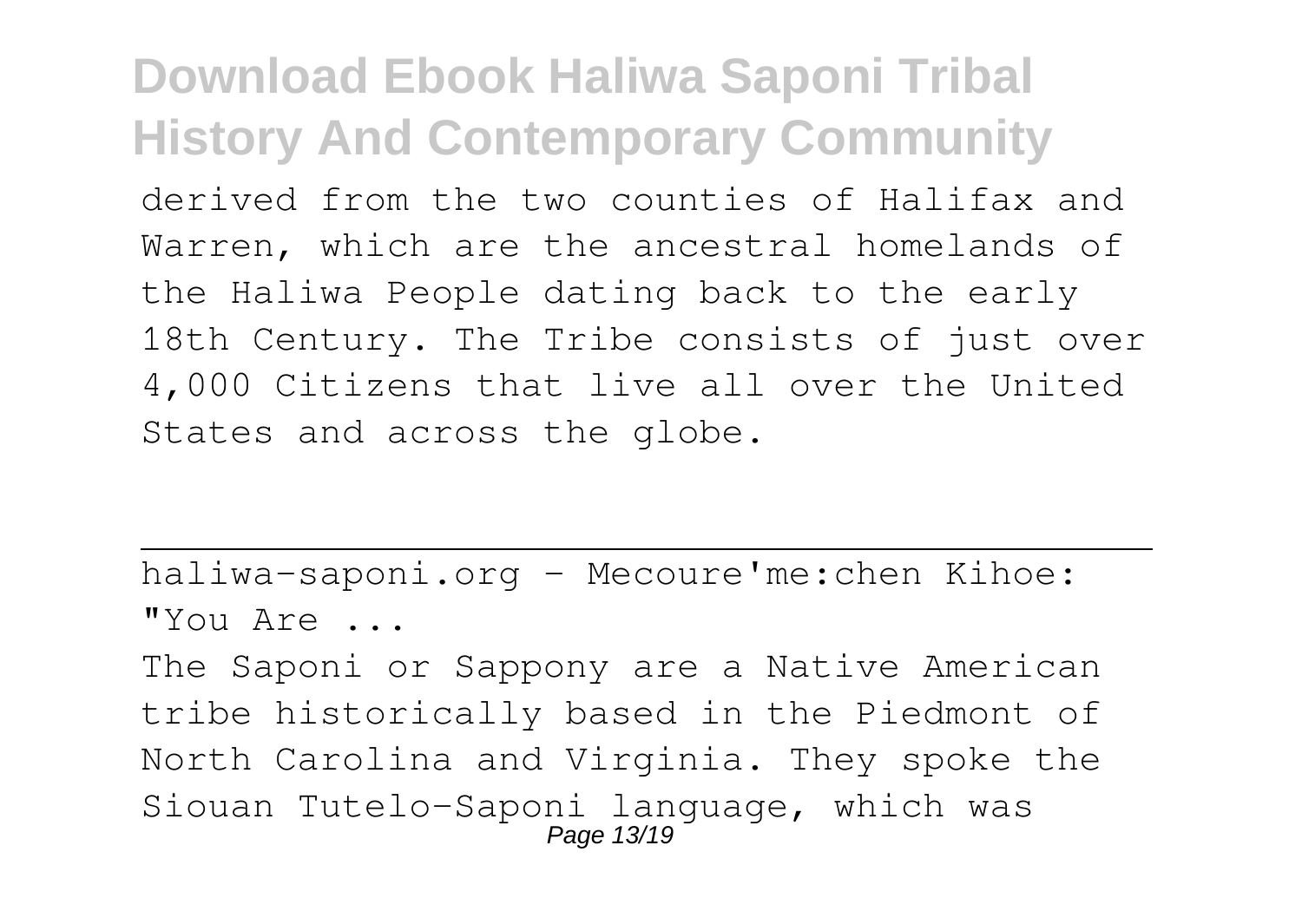derived from the two counties of Halifax and Warren, which are the ancestral homelands of the Haliwa People dating back to the early 18th Century. The Tribe consists of just over 4,000 Citizens that live all over the United States and across the globe.

---

haliwa-saponi.org - Mecoure'me:chen Kihoe: "You Are ...

The Saponi or Sappony are a Native American tribe historically based in the Piedmont of North Carolina and Virginia. They spoke the Siouan Tutelo-Saponi language, which was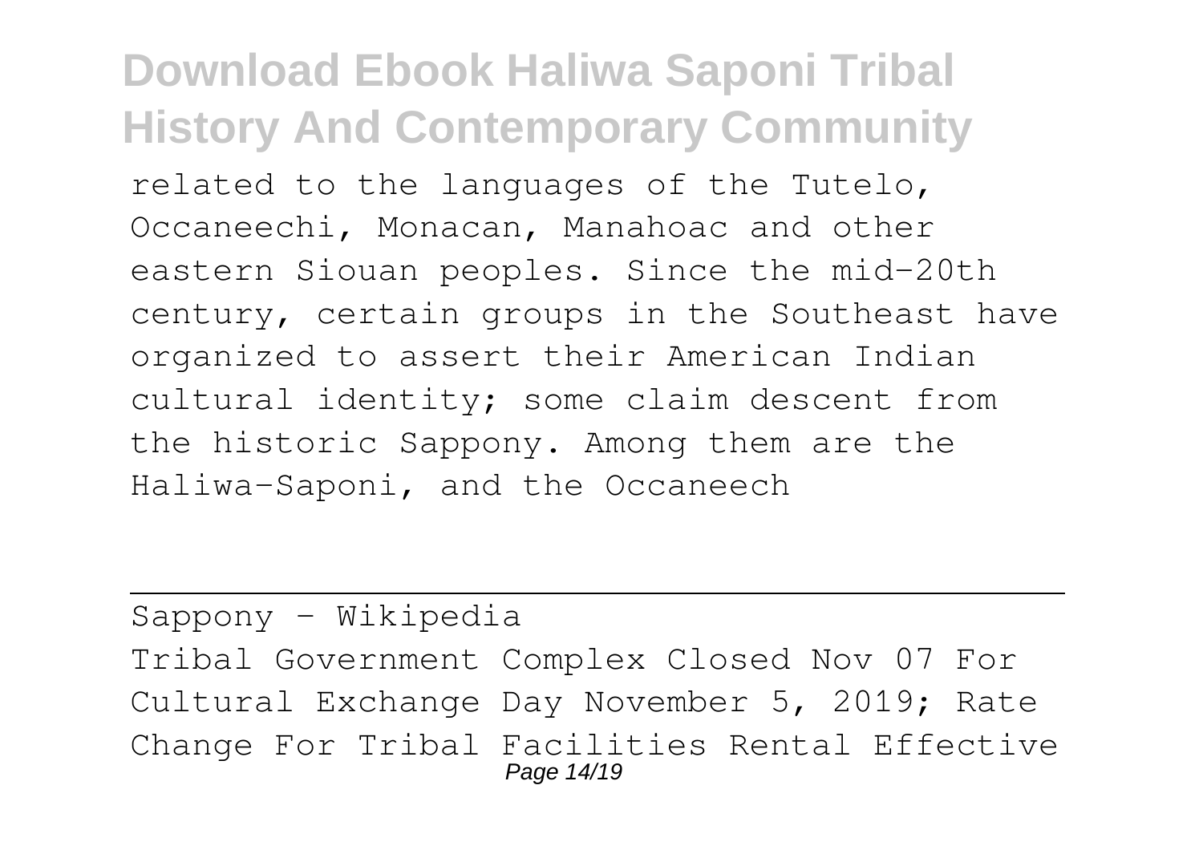related to the languages of the Tutelo, Occaneechi, Monacan, Manahoac and other eastern Siouan peoples. Since the mid-20th century, certain groups in the Southeast have organized to assert their American Indian cultural identity; some claim descent from the historic Sappony. Among them are the Haliwa-Saponi, and the Occaneech

Sappony - Wikipedia

Tribal Government Complex Closed Nov 07 For Cultural Exchange Day November 5, 2019; Rate Change For Tribal Facilities Rental Effective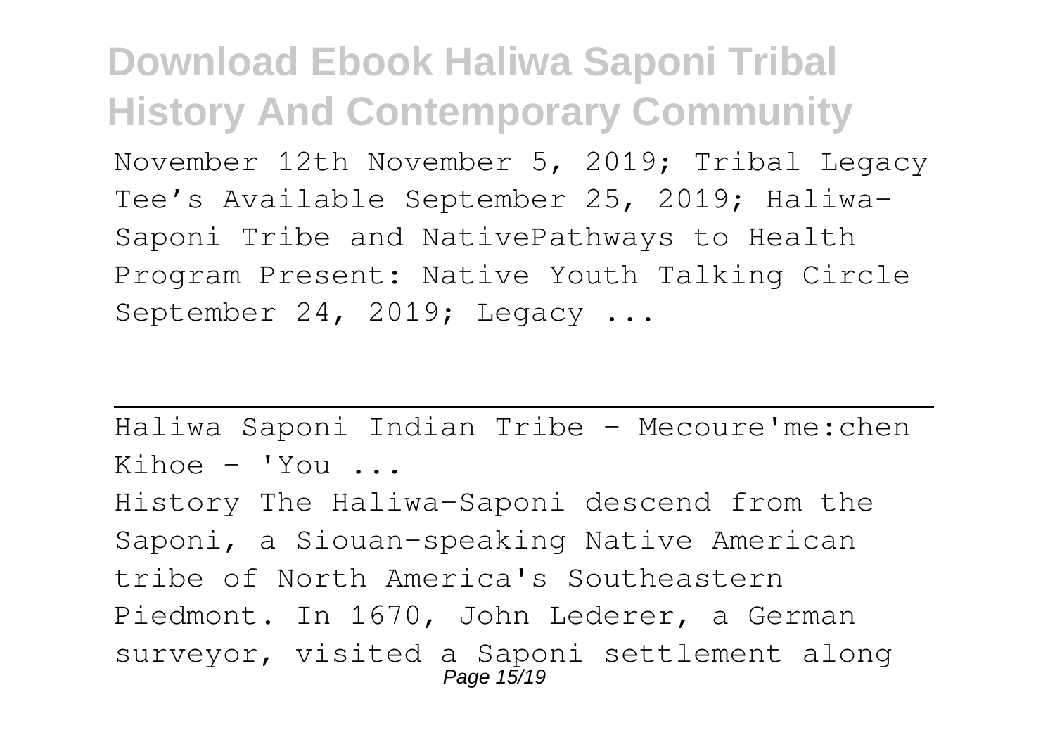November 12th November 5, 2019; Tribal Legacy Tee's Available September 25, 2019; Haliwa-Saponi Tribe and NativePathways to Health Program Present: Native Youth Talking Circle September 24, 2019; Legacy ...

Haliwa Saponi Indian Tribe - Mecoure'me:chen Kihoe - 'You ...

History The Haliwa-Saponi descend from the Saponi, a Siouan-speaking Native American tribe of North America's Southeastern Piedmont. In 1670, John Lederer, a German surveyor, visited a Saponi settlement along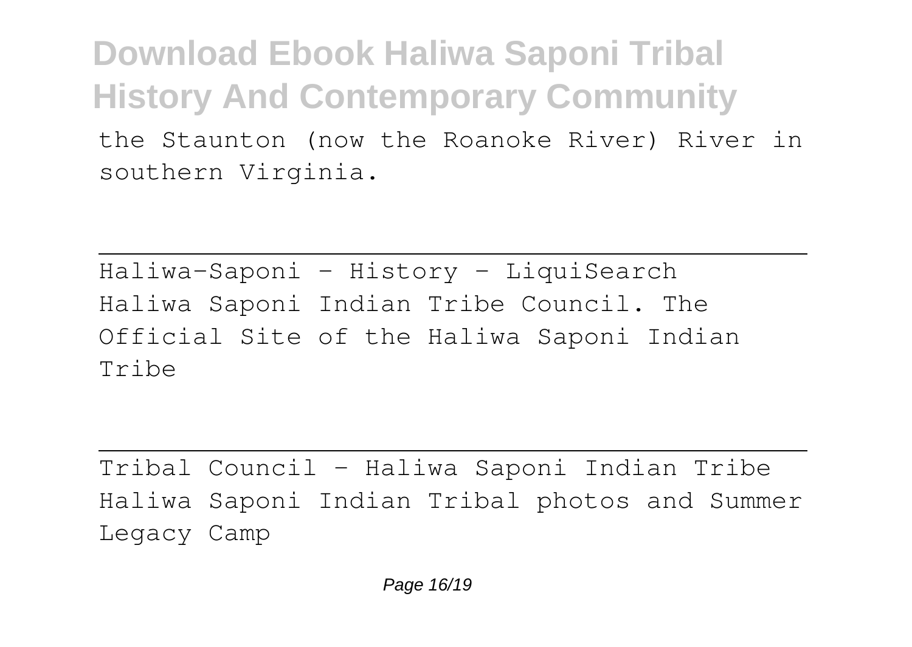the Staunton (now the Roanoke River) River in southern Virginia.

---

Haliwa-Saponi - History - LiquiSearch

Haliwa Saponi Indian Tribe Council. The Official Site of the Haliwa Saponi Indian Tribe

---

Tribal Council - Haliwa Saponi Indian Tribe

Haliwa Saponi Indian Tribal photos and Summer Legacy Camp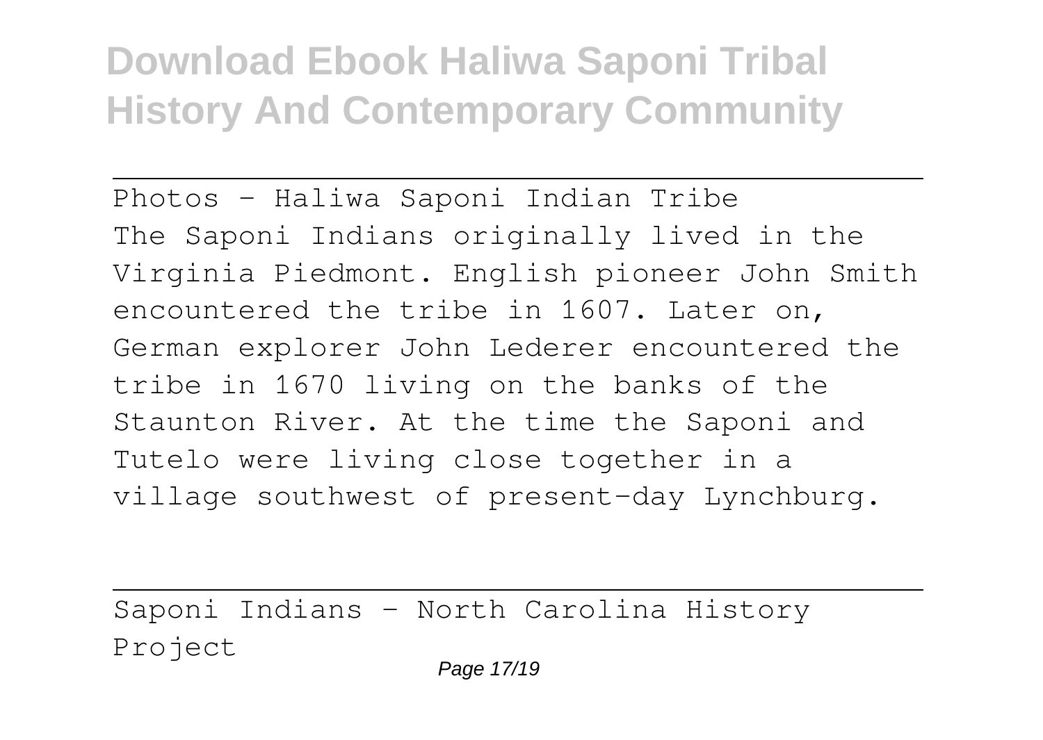Photos - Haliwa Saponi Indian Tribe

The Saponi Indians originally lived in the Virginia Piedmont. English pioneer John Smith encountered the tribe in 1607. Later on, German explorer John Lederer encountered the tribe in 1670 living on the banks of the Staunton River. At the time the Saponi and Tutelo were living close together in a village southwest of present-day Lynchburg.

Saponi Indians - North Carolina History Project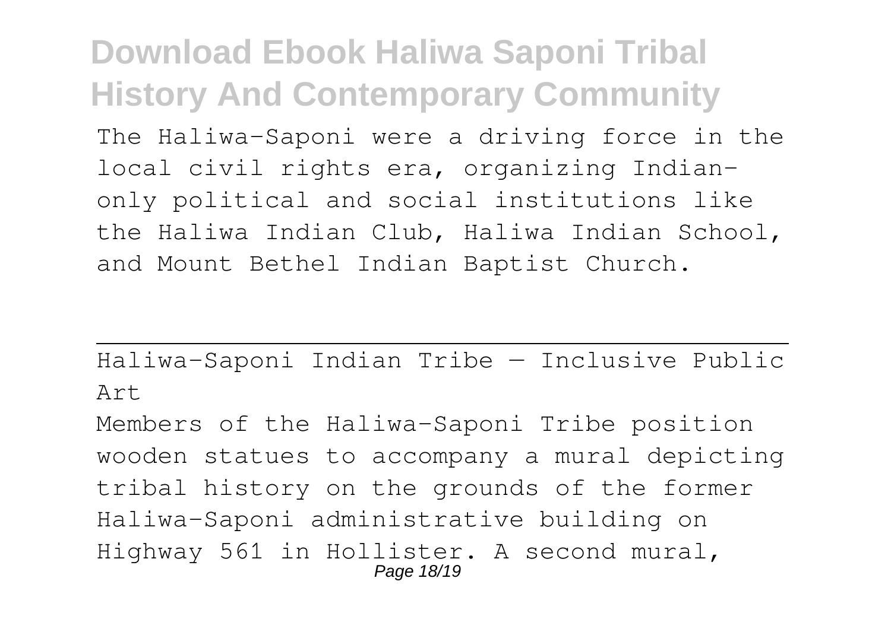The Haliwa-Saponi were a driving force in the local civil rights era, organizing Indian-only political and social institutions like the Haliwa Indian Club, Haliwa Indian School, and Mount Bethel Indian Baptist Church.

Haliwa-Saponi Indian Tribe — Inclusive Public Art

Members of the Haliwa-Saponi Tribe position wooden statues to accompany a mural depicting tribal history on the grounds of the former Haliwa-Saponi administrative building on Highway 561 in Hollister. A second mural,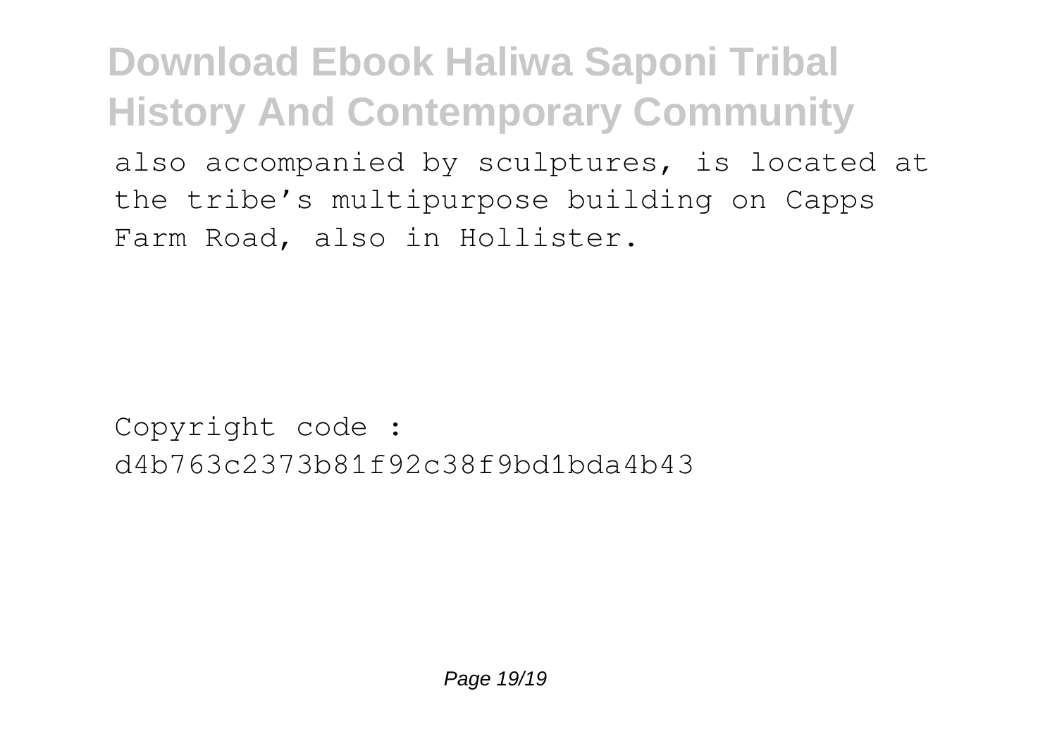also accompanied by sculptures, is located at the tribe's multipurpose building on Capps Farm Road, also in Hollister.

Copyright code : d4b763c2373b81f92c38f9bd1bda4b43